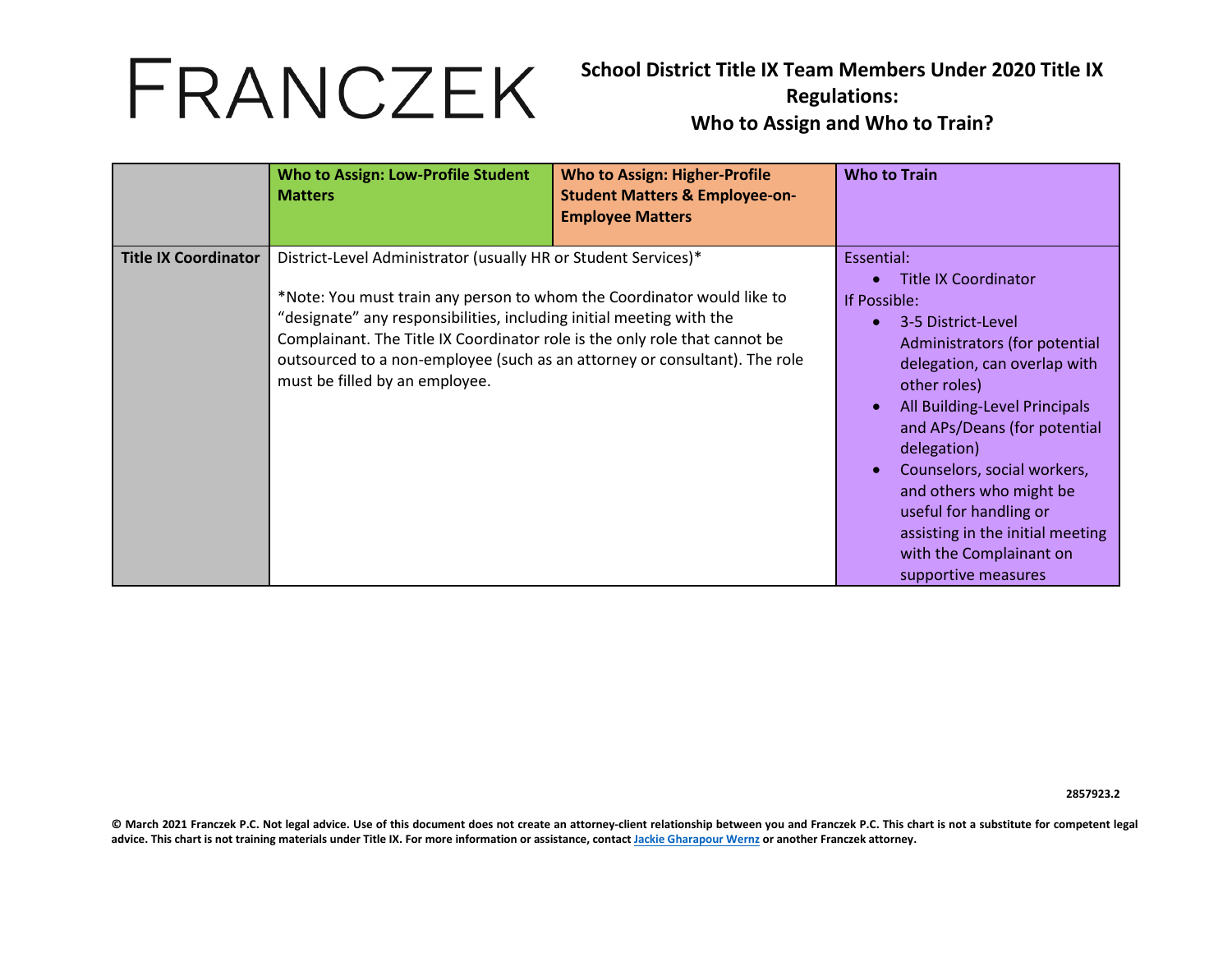FRANCZEK

# School District Title IX Team Members Under 2020 Title IX Regulations: Who to Assign and Who to Train?

| | Who to Assign: Low-Profile Student Matters | Who to Assign: Higher-Profile Student Matters & Employee-on-Employee Matters | Who to Train |
|---|---|---|---|
| **Title IX Coordinator** | District-Level Administrator (usually HR or Student Services)*<br><br>*Note: You must train any person to whom the Coordinator would like to "designate" any responsibilities, including initial meeting with the Complainant. The Title IX Coordinator role is the only role that cannot be outsourced to a non-employee (such as an attorney or consultant). The role must be filled by an employee. | | Essential:<br>• Title IX Coordinator<br>If Possible:<br>• 3-5 District-Level Administrators (for potential delegation, can overlap with other roles)<br>• All Building-Level Principals and APs/Deans (for potential delegation)<br>• Counselors, social workers, and others who might be useful for handling or assisting in the initial meeting with the Complainant on supportive measures |

2857923.2

**© March 2021 Franczek P.C. Not legal advice. Use of this document does not create an attorney-client relationship between you and Franczek P.C. This chart is not a substitute for competent legal advice. This chart is not training materials under Title IX. For more information or assistance, contact Jackie Gharapour Wernz or another Franczek attorney.**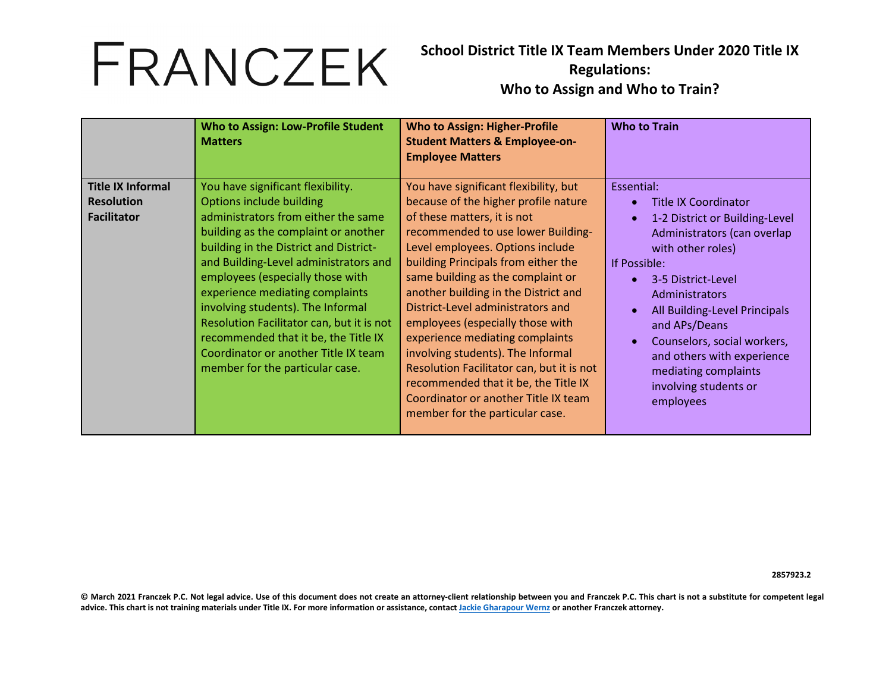| | Who to Assign: Low-Profile Student Matters | Who to Assign: Higher-Profile Student Matters & Employee-on-Employee Matters | Who to Train |
|---|---|---|---|
| **Title IX Informal Resolution Facilitator** | You have significant flexibility. Options include building administrators from either the same building as the complaint or another building in the District and District- and Building-Level administrators and employees (especially those with experience mediating complaints involving students). The Informal Resolution Facilitator can, but it is not recommended that it be, the Title IX Coordinator or another Title IX team member for the particular case. | You have significant flexibility, but because of the higher profile nature of these matters, it is not recommended to use lower Building-Level employees. Options include building Principals from either the same building as the complaint or another building in the District and District-Level administrators and employees (especially those with experience mediating complaints involving students). The Informal Resolution Facilitator can, but it is not recommended that it be, the Title IX Coordinator or another Title IX team member for the particular case. | Essential:<br>• Title IX Coordinator<br>• 1-2 District or Building-Level Administrators (can overlap with other roles)<br>If Possible:<br>• 3-5 District-Level Administrators<br>• All Building-Level Principals and APs/Deans<br>• Counselors, social workers, and others with experience mediating complaints involving students or employees |

2857923.2

**© March 2021 Franczek P.C. Not legal advice. Use of this document does not create an attorney-client relationship between you and Franczek P.C. This chart is not a substitute for competent legal advice. This chart is not training materials under Title IX. For more information or assistance, contact Jackie Gharapour Wernz or another Franczek attorney.**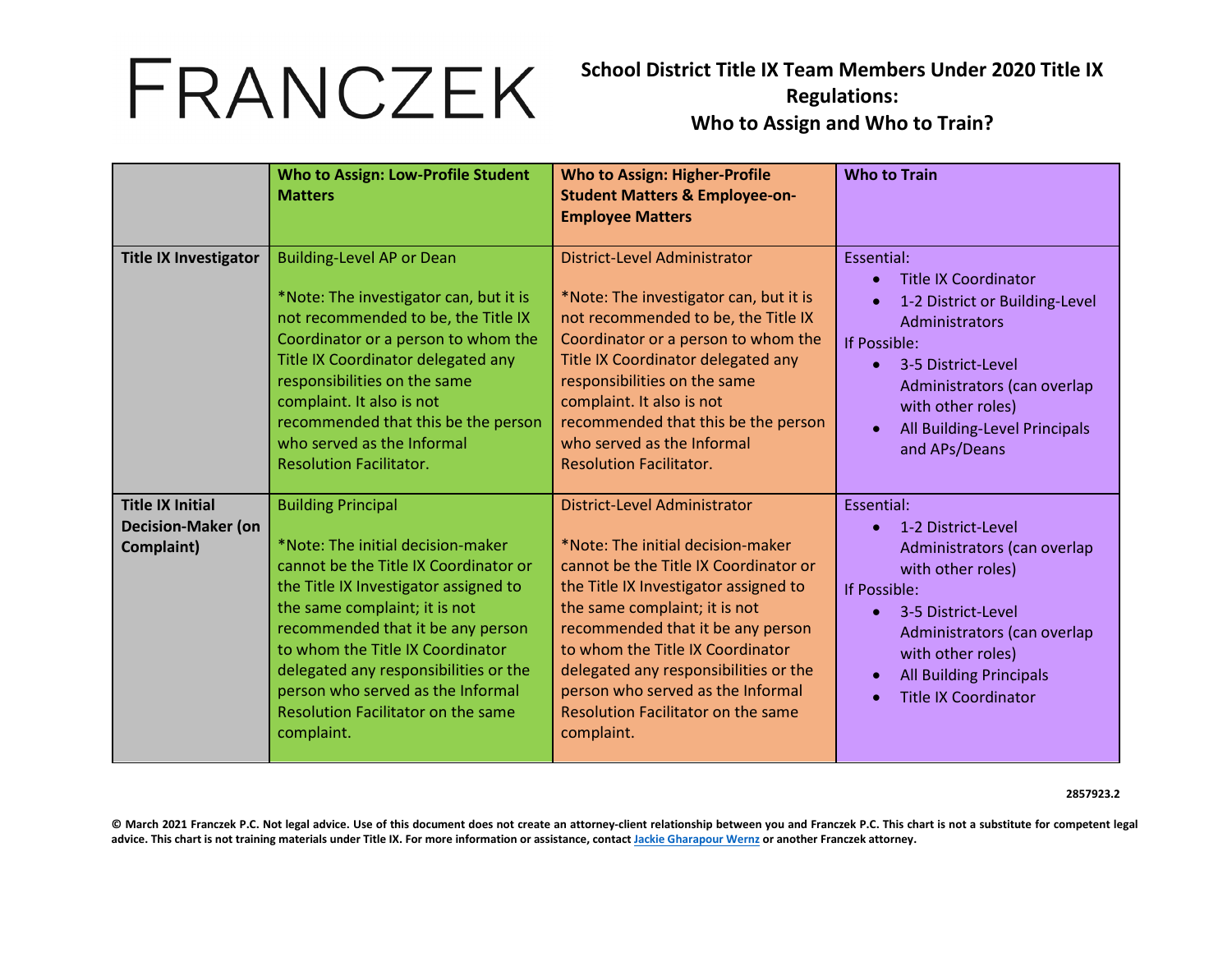# FRANCZEK

**School District Title IX Team Members Under 2020 Title IX Regulations: Who to Assign and Who to Train?**

| | **Who to Assign: Low-Profile Student Matters** | **Who to Assign: Higher-Profile Student Matters & Employee-on-Employee Matters** | **Who to Train** |
|---|---|---|---|
| **Title IX Investigator** | Building-Level AP or Dean<br><br>*Note: The investigator can, but it is not recommended to be, the Title IX Coordinator or a person to whom the Title IX Coordinator delegated any responsibilities on the same complaint. It also is not recommended that this be the person who served as the Informal Resolution Facilitator. | District-Level Administrator<br><br>*Note: The investigator can, but it is not recommended to be, the Title IX Coordinator or a person to whom the Title IX Coordinator delegated any responsibilities on the same complaint. It also is not recommended that this be the person who served as the Informal Resolution Facilitator. | Essential:<br>• Title IX Coordinator<br>• 1-2 District or Building-Level Administrators<br>If Possible:<br>• 3-5 District-Level Administrators (can overlap with other roles)<br>• All Building-Level Principals and APs/Deans |
| **Title IX Initial Decision-Maker (on Complaint)** | Building Principal<br><br>*Note: The initial decision-maker cannot be the Title IX Coordinator or the Title IX Investigator assigned to the same complaint; it is not recommended that it be any person to whom the Title IX Coordinator delegated any responsibilities or the person who served as the Informal Resolution Facilitator on the same complaint. | District-Level Administrator<br><br>*Note: The initial decision-maker cannot be the Title IX Coordinator or the Title IX Investigator assigned to the same complaint; it is not recommended that it be any person to whom the Title IX Coordinator delegated any responsibilities or the person who served as the Informal Resolution Facilitator on the same complaint. | Essential:<br>• 1-2 District-Level Administrators (can overlap with other roles)<br>If Possible:<br>• 3-5 District-Level Administrators (can overlap with other roles)<br>• All Building Principals<br>• Title IX Coordinator |

2857923.2

**© March 2021 Franczek P.C. Not legal advice. Use of this document does not create an attorney-client relationship between you and Franczek P.C. This chart is not a substitute for competent legal advice. This chart is not training materials under Title IX. For more information or assistance, contact Jackie Gharapour Wernz or another Franczek attorney.**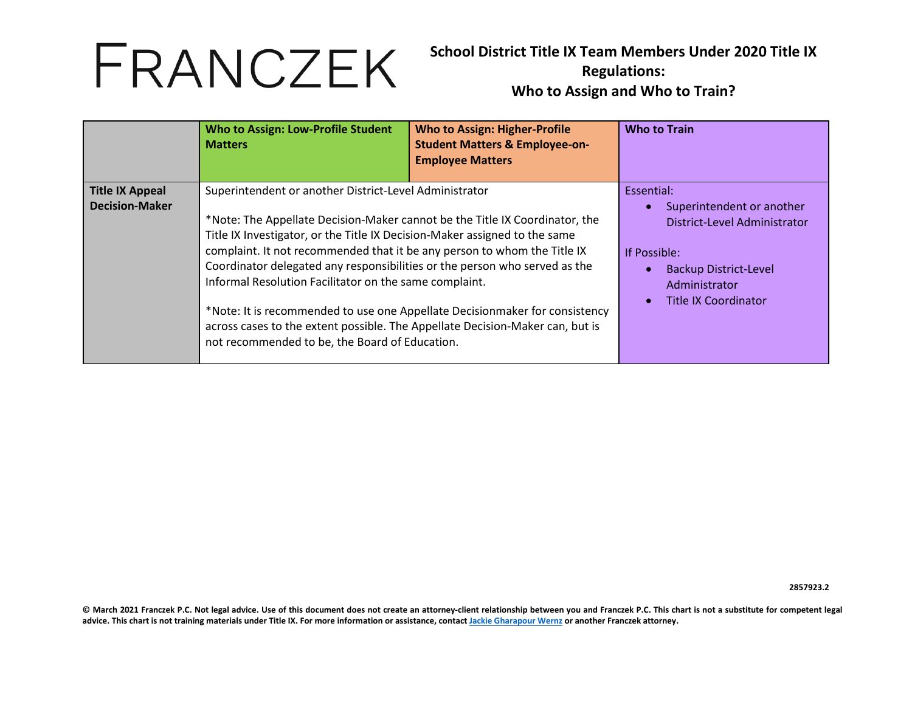# FRANCZEK

**School District Title IX Team Members Under 2020 Title IX Regulations: Who to Assign and Who to Train?**

| | Who to Assign: Low-Profile Student Matters | Who to Assign: Higher-Profile Student Matters & Employee-on-Employee Matters | Who to Train |
|---|---|---|---|
| **Title IX Appeal Decision-Maker** | Superintendent or another District-Level Administrator<br><br>*Note: The Appellate Decision-Maker cannot be the Title IX Coordinator, the Title IX Investigator, or the Title IX Decision-Maker assigned to the same complaint. It not recommended that it be any person to whom the Title IX Coordinator delegated any responsibilities or the person who served as the Informal Resolution Facilitator on the same complaint.<br><br>*Note: It is recommended to use one Appellate Decisionmaker for consistency across cases to the extent possible. The Appellate Decision-Maker can, but is not recommended to be, the Board of Education. | | Essential:<br>• Superintendent or another District-Level Administrator<br><br>If Possible:<br>• Backup District-Level Administrator<br>• Title IX Coordinator |

2857923.2

**© March 2021 Franczek P.C. Not legal advice. Use of this document does not create an attorney-client relationship between you and Franczek P.C. This chart is not a substitute for competent legal advice. This chart is not training materials under Title IX. For more information or assistance, contact Jackie Gharapour Wernz or another Franczek attorney.**